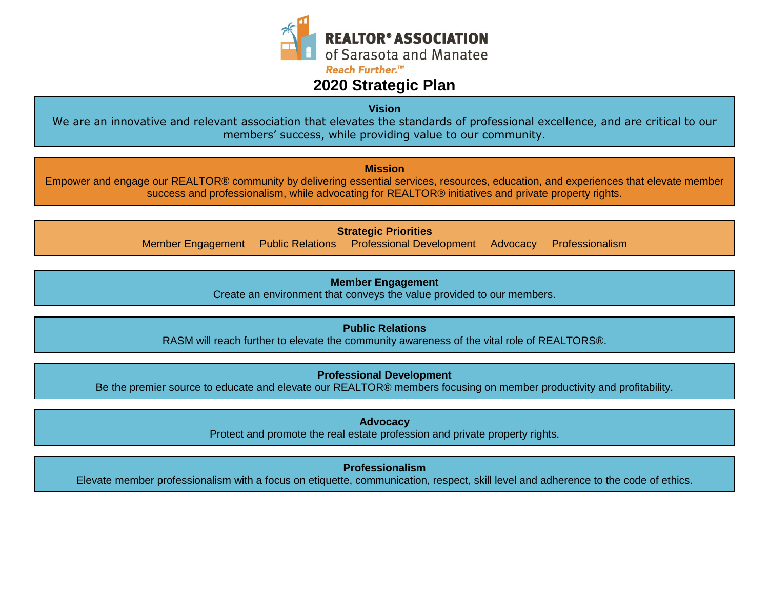**REALTOR® ASSOCIATION**
of Sarasota and Manatee
*Reach Further.™*

# 2020 Strategic Plan

## Vision

We are an innovative and relevant association that elevates the standards of professional excellence, and are critical to our members' success, while providing value to our community.

## Mission

Empower and engage our REALTOR® community by delivering essential services, resources, education, and experiences that elevate member success and professionalism, while advocating for REALTOR® initiatives and private property rights.

## Strategic Priorities

Member Engagement | Public Relations | Professional Development | Advocacy | Professionalism

### Member Engagement

Create an environment that conveys the value provided to our members.

### Public Relations

RASM will reach further to elevate the community awareness of the vital role of REALTORS®.

### Professional Development

Be the premier source to educate and elevate our REALTOR® members focusing on member productivity and profitability.

### Advocacy

Protect and promote the real estate profession and private property rights.

### Professionalism

Elevate member professionalism with a focus on etiquette, communication, respect, skill level and adherence to the code of ethics.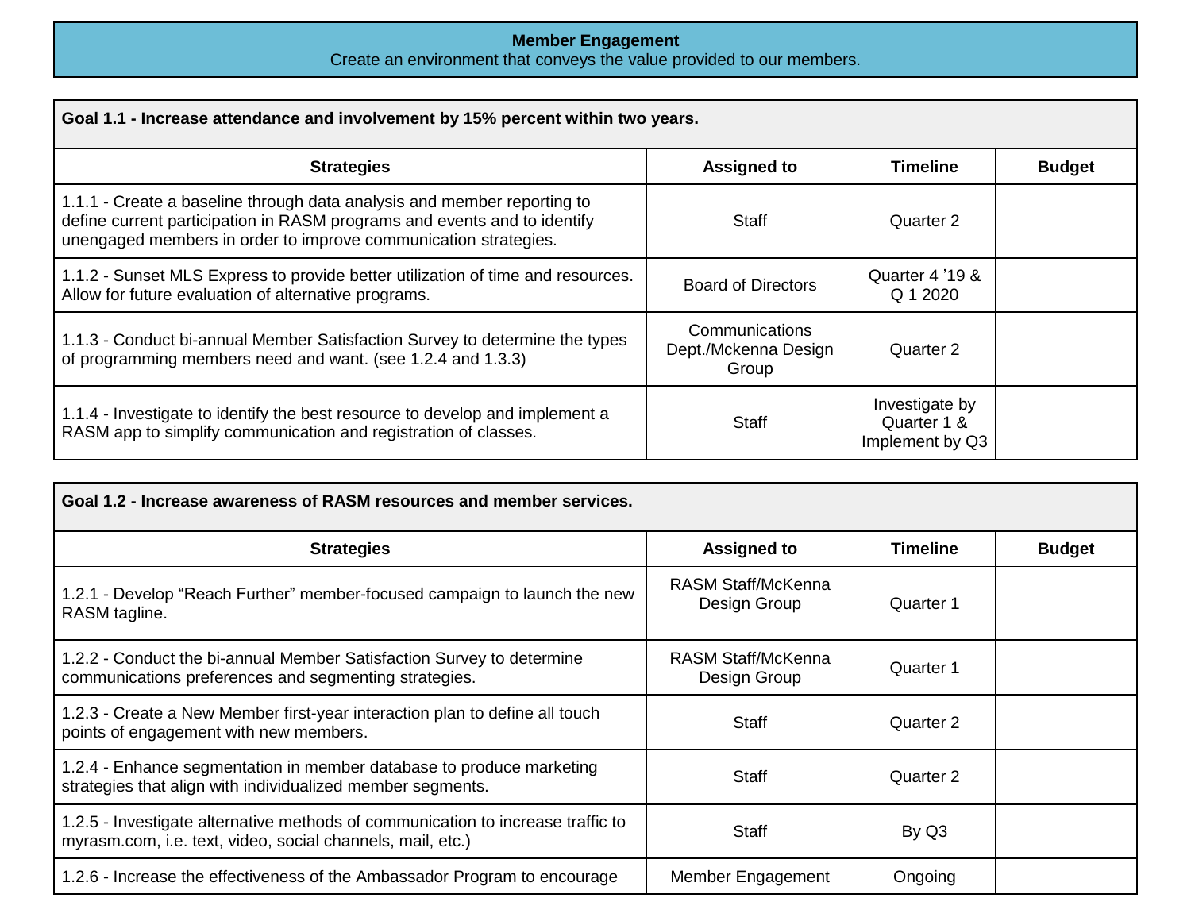**Member Engagement**

Create an environment that conveys the value provided to our members.

| **Goal 1.1 - Increase attendance and involvement by 15% percent within two years.** | | | |
|---|---|---|---|
| **Strategies** | **Assigned to** | **Timeline** | **Budget** |
| 1.1.1 - Create a baseline through data analysis and member reporting to define current participation in RASM programs and events and to identify unengaged members in order to improve communication strategies. | Staff | Quarter 2 | |
| 1.1.2 - Sunset MLS Express to provide better utilization of time and resources. Allow for future evaluation of alternative programs. | Board of Directors | Quarter 4 '19 & Q 1 2020 | |
| 1.1.3 - Conduct bi-annual Member Satisfaction Survey to determine the types of programming members need and want. (see 1.2.4 and 1.3.3) | Communications Dept./Mckenna Design Group | Quarter 2 | |
| 1.1.4 - Investigate to identify the best resource to develop and implement a RASM app to simplify communication and registration of classes. | Staff | Investigate by Quarter 1 & Implement by Q3 | |

| **Goal 1.2 - Increase awareness of RASM resources and member services.** | | | |
|---|---|---|---|
| **Strategies** | **Assigned to** | **Timeline** | **Budget** |
| 1.2.1 - Develop "Reach Further" member-focused campaign to launch the new RASM tagline. | RASM Staff/McKenna Design Group | Quarter 1 | |
| 1.2.2 - Conduct the bi-annual Member Satisfaction Survey to determine communications preferences and segmenting strategies. | RASM Staff/McKenna Design Group | Quarter 1 | |
| 1.2.3 - Create a New Member first-year interaction plan to define all touch points of engagement with new members. | Staff | Quarter 2 | |
| 1.2.4 - Enhance segmentation in member database to produce marketing strategies that align with individualized member segments. | Staff | Quarter 2 | |
| 1.2.5 - Investigate alternative methods of communication to increase traffic to myrasm.com, i.e. text, video, social channels, mail, etc.) | Staff | By Q3 | |
| 1.2.6 - Increase the effectiveness of the Ambassador Program to encourage | Member Engagement | Ongoing | |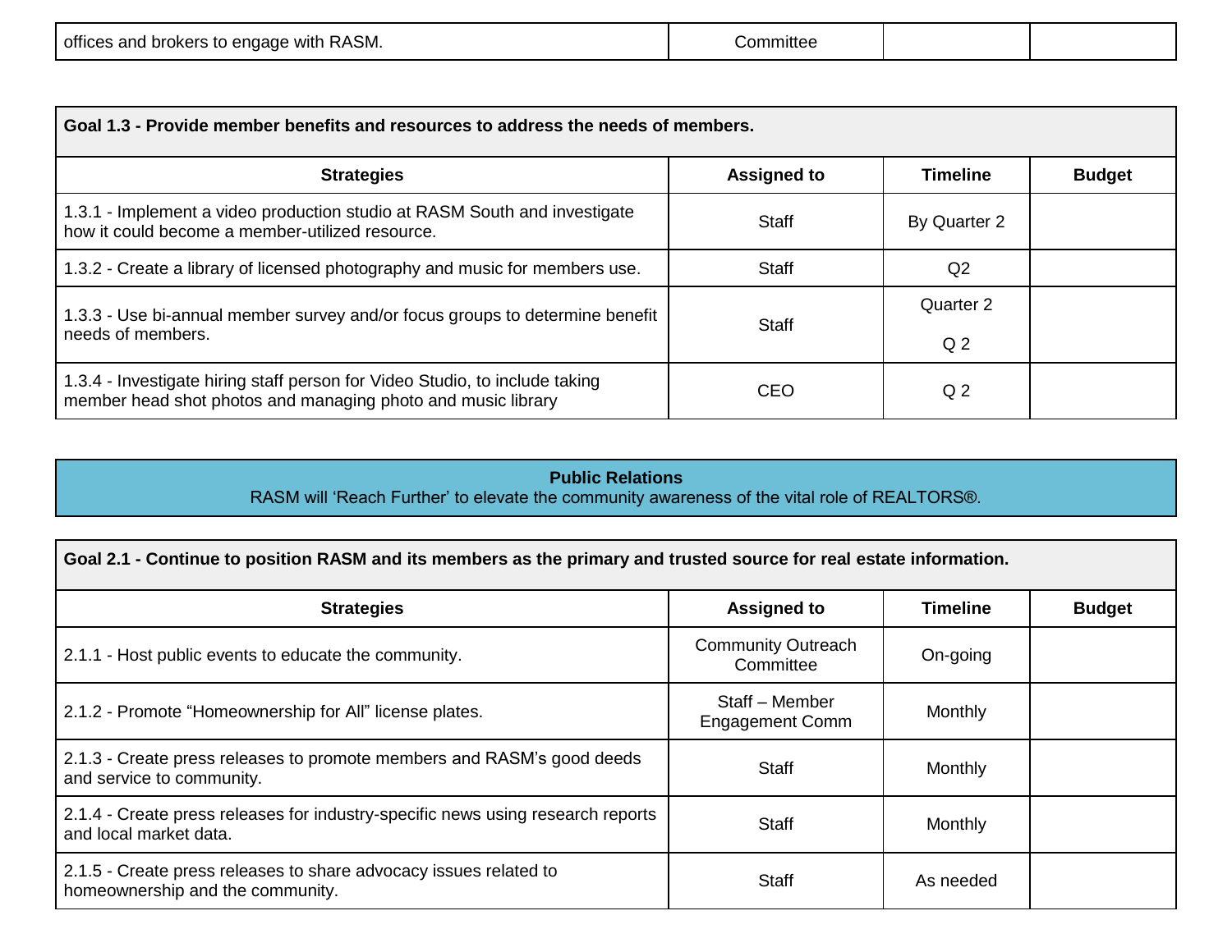| offices and brokers to engage with RASM. | Committee | | |
|---|---|---|---|

| Goal 1.3 - Provide member benefits and resources to address the needs of members. | | | |
|---|---|---|---|
| **Strategies** | **Assigned to** | **Timeline** | **Budget** |
| 1.3.1 - Implement a video production studio at RASM South and investigate how it could become a member-utilized resource. | Staff | By Quarter 2 | |
| 1.3.2 - Create a library of licensed photography and music for members use. | Staff | Q2 | |
| 1.3.3 - Use bi-annual member survey and/or focus groups to determine benefit needs of members. | Staff | Quarter 2<br><br>Q 2 | |
| 1.3.4 - Investigate hiring staff person for Video Studio, to include taking member head shot photos and managing photo and music library | CEO | Q 2 | |

**Public Relations**

RASM will 'Reach Further' to elevate the community awareness of the vital role of REALTORS®.

| Goal 2.1 - Continue to position RASM and its members as the primary and trusted source for real estate information. | | | |
|---|---|---|---|
| **Strategies** | **Assigned to** | **Timeline** | **Budget** |
| 2.1.1 - Host public events to educate the community. | Community Outreach Committee | On-going | |
| 2.1.2 - Promote "Homeownership for All" license plates. | Staff – Member Engagement Comm | Monthly | |
| 2.1.3 - Create press releases to promote members and RASM's good deeds and service to community. | Staff | Monthly | |
| 2.1.4 - Create press releases for industry-specific news using research reports and local market data. | Staff | Monthly | |
| 2.1.5 - Create press releases to share advocacy issues related to homeownership and the community. | Staff | As needed | |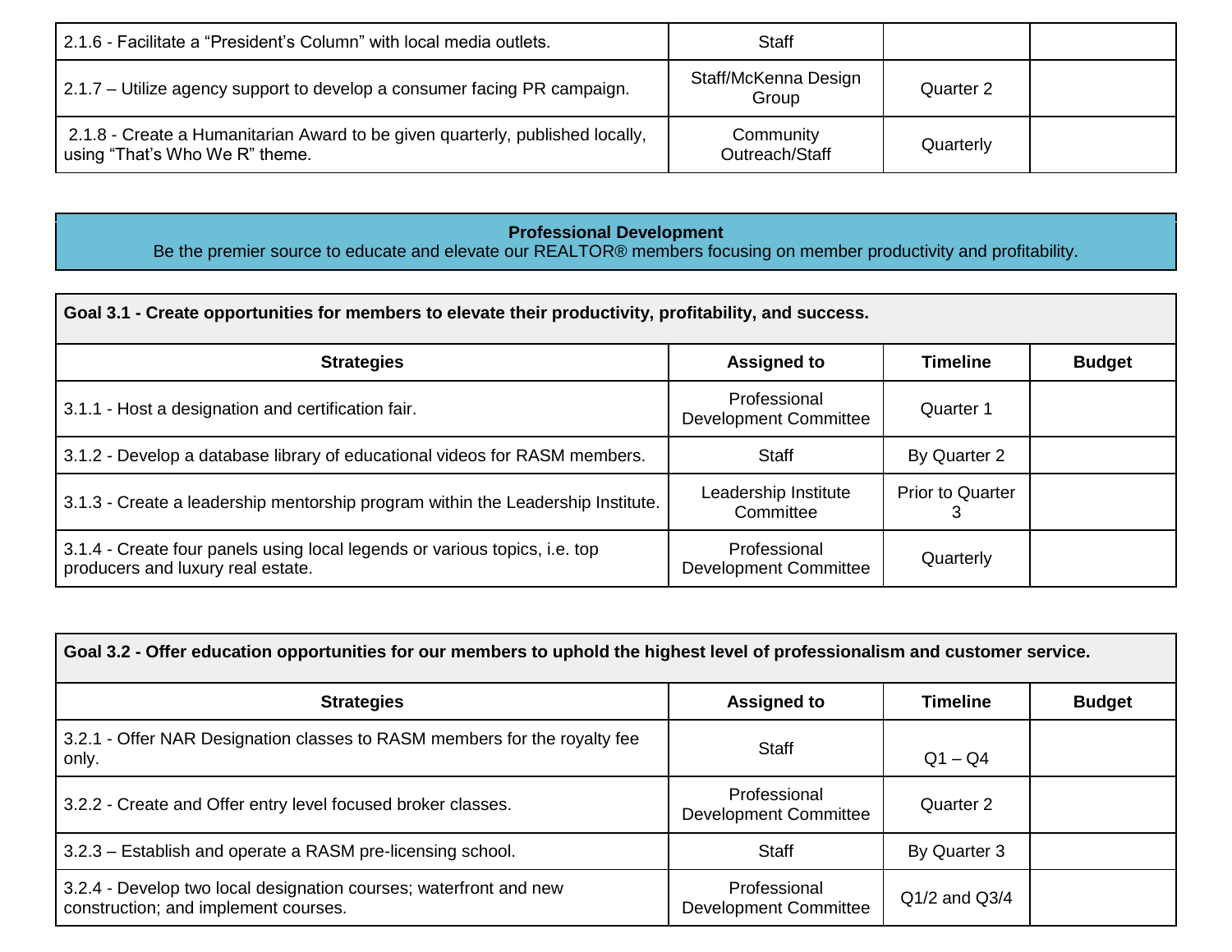| | | | |
|---|---|---|---|
| 2.1.6 - Facilitate a “President’s Column” with local media outlets. | Staff | | |
| 2.1.7 – Utilize agency support to develop a consumer facing PR campaign. | Staff/McKenna Design Group | Quarter 2 | |
| 2.1.8 - Create a Humanitarian Award to be given quarterly, published locally, using “That’s Who We R” theme. | Community Outreach/Staff | Quarterly | |

## Professional Development

Be the premier source to educate and elevate our REALTOR® members focusing on member productivity and profitability.

**Goal 3.1 - Create opportunities for members to elevate their productivity, profitability, and success.**

| Strategies | Assigned to | Timeline | Budget |
|---|---|---|---|
| 3.1.1 - Host a designation and certification fair. | Professional Development Committee | Quarter 1 | |
| 3.1.2 - Develop a database library of educational videos for RASM members. | Staff | By Quarter 2 | |
| 3.1.3 - Create a leadership mentorship program within the Leadership Institute. | Leadership Institute Committee | Prior to Quarter 3 | |
| 3.1.4 - Create four panels using local legends or various topics, i.e. top producers and luxury real estate. | Professional Development Committee | Quarterly | |

**Goal 3.2 - Offer education opportunities for our members to uphold the highest level of professionalism and customer service.**

| Strategies | Assigned to | Timeline | Budget |
|---|---|---|---|
| 3.2.1 - Offer NAR Designation classes to RASM members for the royalty fee only. | Staff | Q1 – Q4 | |
| 3.2.2 - Create and Offer entry level focused broker classes. | Professional Development Committee | Quarter 2 | |
| 3.2.3 – Establish and operate a RASM pre-licensing school. | Staff | By Quarter 3 | |
| 3.2.4 - Develop two local designation courses; waterfront and new construction; and implement courses. | Professional Development Committee | Q1/2 and Q3/4 | |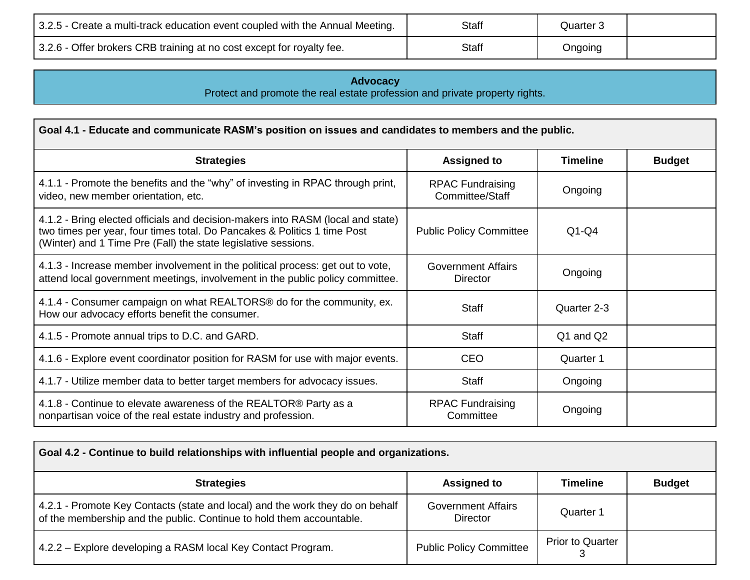| | | | |
|---|---|---|---|
| 3.2.5 - Create a multi-track education event coupled with the Annual Meeting. | Staff | Quarter 3 | |
| 3.2.6 - Offer brokers CRB training at no cost except for royalty fee. | Staff | Ongoing | |

## Advocacy

Protect and promote the real estate profession and private property rights.

**Goal 4.1 - Educate and communicate RASM's position on issues and candidates to members and the public.**

| Strategies | Assigned to | Timeline | Budget |
|---|---|---|---|
| 4.1.1 - Promote the benefits and the "why" of investing in RPAC through print, video, new member orientation, etc. | RPAC Fundraising Committee/Staff | Ongoing | |
| 4.1.2 - Bring elected officials and decision-makers into RASM (local and state) two times per year, four times total. Do Pancakes & Politics 1 time Post (Winter) and 1 Time Pre (Fall) the state legislative sessions. | Public Policy Committee | Q1-Q4 | |
| 4.1.3 - Increase member involvement in the political process: get out to vote, attend local government meetings, involvement in the public policy committee. | Government Affairs Director | Ongoing | |
| 4.1.4 - Consumer campaign on what REALTORS® do for the community, ex. How our advocacy efforts benefit the consumer. | Staff | Quarter 2-3 | |
| 4.1.5 - Promote annual trips to D.C. and GARD. | Staff | Q1 and Q2 | |
| 4.1.6 - Explore event coordinator position for RASM for use with major events. | CEO | Quarter 1 | |
| 4.1.7 - Utilize member data to better target members for advocacy issues. | Staff | Ongoing | |
| 4.1.8 - Continue to elevate awareness of the REALTOR® Party as a nonpartisan voice of the real estate industry and profession. | RPAC Fundraising Committee | Ongoing | |

**Goal 4.2 - Continue to build relationships with influential people and organizations.**

| Strategies | Assigned to | Timeline | Budget |
|---|---|---|---|
| 4.2.1 - Promote Key Contacts (state and local) and the work they do on behalf of the membership and the public. Continue to hold them accountable. | Government Affairs Director | Quarter 1 | |
| 4.2.2 – Explore developing a RASM local Key Contact Program. | Public Policy Committee | Prior to Quarter 3 | |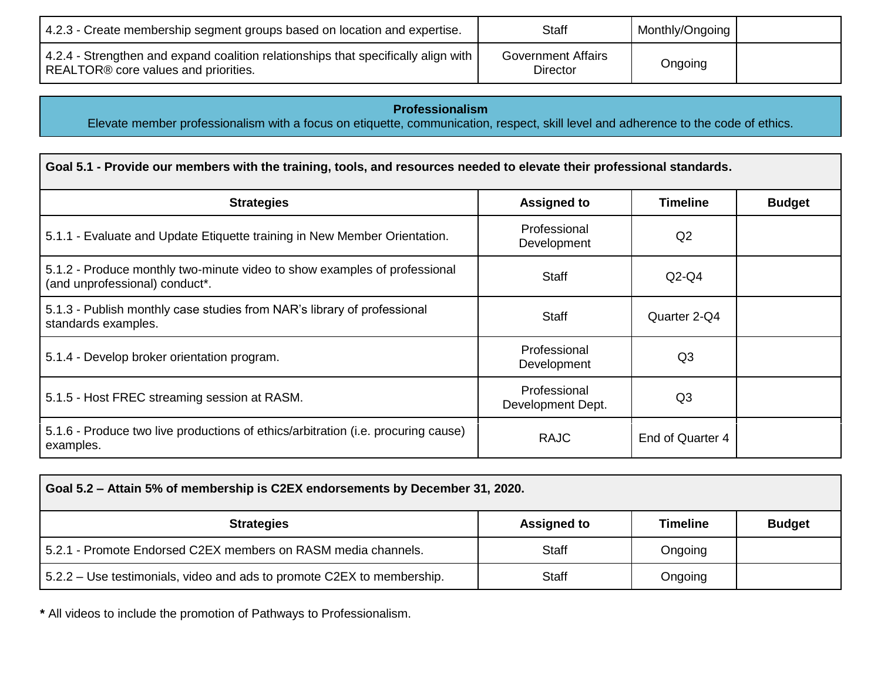| | | | |
|---|---|---|---|
| 4.2.3 - Create membership segment groups based on location and expertise. | Staff | Monthly/Ongoing | |
| 4.2.4 - Strengthen and expand coalition relationships that specifically align with REALTOR® core values and priorities. | Government Affairs Director | Ongoing | |

**Professionalism**

Elevate member professionalism with a focus on etiquette, communication, respect, skill level and adherence to the code of ethics.

**Goal 5.1 - Provide our members with the training, tools, and resources needed to elevate their professional standards.**

| Strategies | Assigned to | Timeline | Budget |
|---|---|---|---|
| 5.1.1 - Evaluate and Update Etiquette training in New Member Orientation. | Professional Development | Q2 | |
| 5.1.2 - Produce monthly two-minute video to show examples of professional (and unprofessional) conduct*. | Staff | Q2-Q4 | |
| 5.1.3 - Publish monthly case studies from NAR's library of professional standards examples. | Staff | Quarter 2-Q4 | |
| 5.1.4 - Develop broker orientation program. | Professional Development | Q3 | |
| 5.1.5 - Host FREC streaming session at RASM. | Professional Development Dept. | Q3 | |
| 5.1.6 - Produce two live productions of ethics/arbitration (i.e. procuring cause) examples. | RAJC | End of Quarter 4 | |

**Goal 5.2 – Attain 5% of membership is C2EX endorsements by December 31, 2020.**

| Strategies | Assigned to | Timeline | Budget |
|---|---|---|---|
| 5.2.1 - Promote Endorsed C2EX members on RASM media channels. | Staff | Ongoing | |
| 5.2.2 – Use testimonials, video and ads to promote C2EX to membership. | Staff | Ongoing | |

**\*** All videos to include the promotion of Pathways to Professionalism.